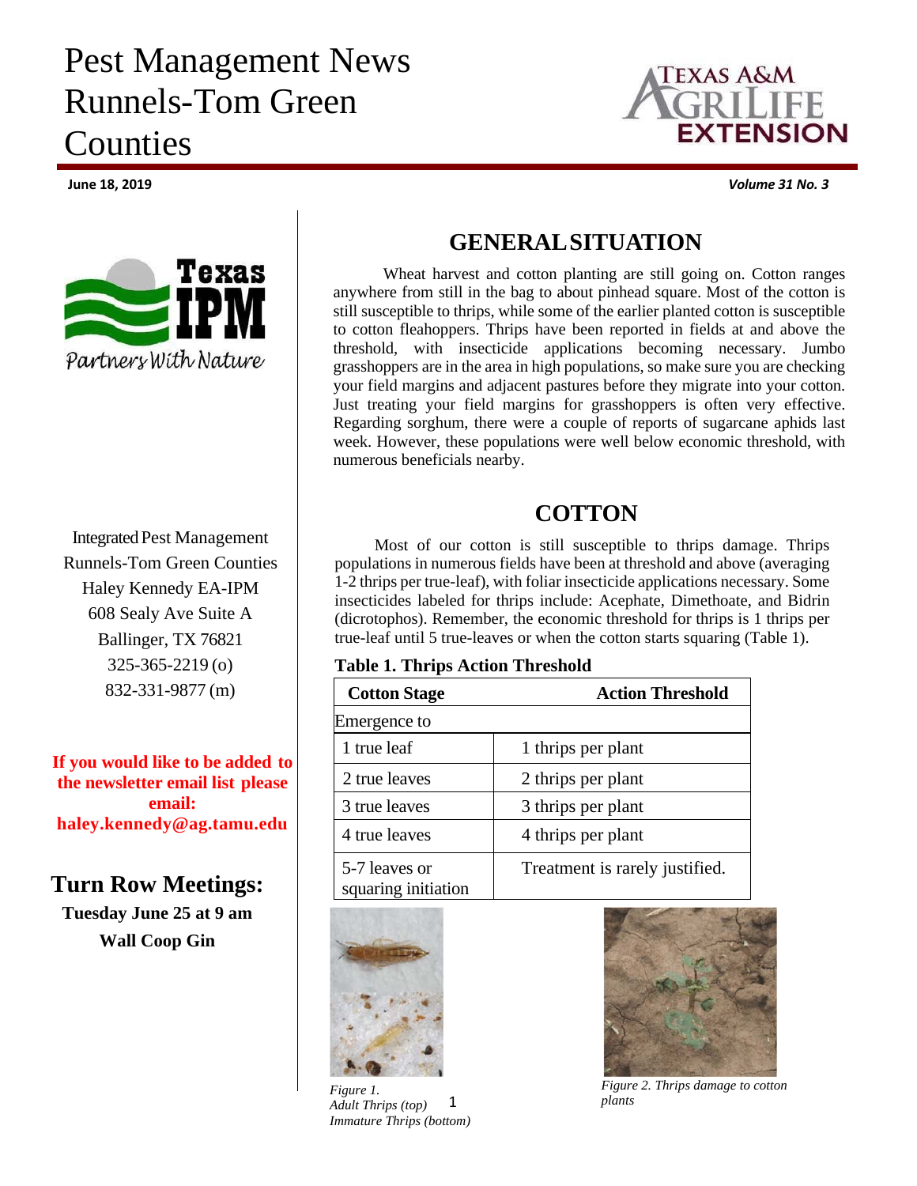# Pest Management News Runnels-Tom Green Counties

**June 18, 2019** ***Volume 31 No. 3***

Integrated Pest Management
Runnels-Tom Green Counties
Haley Kennedy EA-IPM
608 Sealy Ave Suite A
Ballinger, TX 76821
325-365-2219 (o)
832-331-9877 (m)

**If you would like to be added to the newsletter email list please email: haley.kennedy@ag.tamu.edu**

## Turn Row Meetings:

**Tuesday June 25 at 9 am**
**Wall Coop Gin**

## GENERAL SITUATION

Wheat harvest and cotton planting are still going on. Cotton ranges anywhere from still in the bag to about pinhead square. Most of the cotton is still susceptible to thrips, while some of the earlier planted cotton is susceptible to cotton fleahoppers. Thrips have been reported in fields at and above the threshold, with insecticide applications becoming necessary. Jumbo grasshoppers are in the area in high populations, so make sure you are checking your field margins and adjacent pastures before they migrate into your cotton. Just treating your field margins for grasshoppers is often very effective. Regarding sorghum, there were a couple of reports of sugarcane aphids last week. However, these populations were well below economic threshold, with numerous beneficials nearby.

## COTTON

Most of our cotton is still susceptible to thrips damage. Thrips populations in numerous fields have been at threshold and above (averaging 1-2 thrips per true-leaf), with foliar insecticide applications necessary. Some insecticides labeled for thrips include: Acephate, Dimethoate, and Bidrin (dicrotophos). Remember, the economic threshold for thrips is 1 thrips per true-leaf until 5 true-leaves or when the cotton starts squaring (Table 1).

**Table 1. Thrips Action Threshold**

| Cotton Stage | Action Threshold |
|---|---|
| Emergence to | |
| 1 true leaf | 1 thrips per plant |
| 2 true leaves | 2 thrips per plant |
| 3 true leaves | 3 thrips per plant |
| 4 true leaves | 4 thrips per plant |
| 5-7 leaves or squaring initiation | Treatment is rarely justified. |

*Figure 1. Adult Thrips (top) Immature Thrips (bottom)*

*Figure 2. Thrips damage to cotton plants*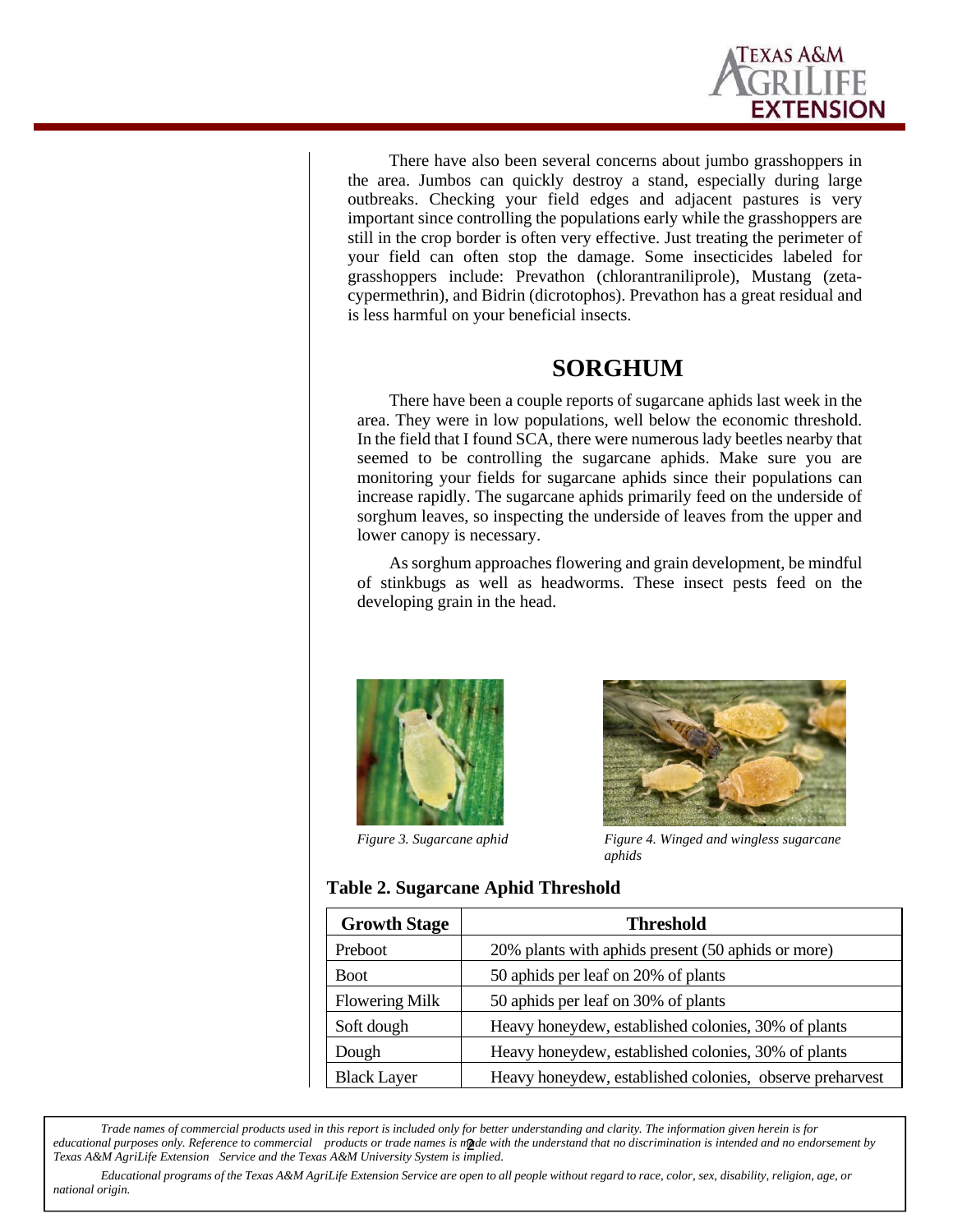There have also been several concerns about jumbo grasshoppers in the area. Jumbos can quickly destroy a stand, especially during large outbreaks. Checking your field edges and adjacent pastures is very important since controlling the populations early while the grasshoppers are still in the crop border is often very effective. Just treating the perimeter of your field can often stop the damage. Some insecticides labeled for grasshoppers include: Prevathon (chlorantraniliprole), Mustang (zeta-cypermethrin), and Bidrin (dicrotophos). Prevathon has a great residual and is less harmful on your beneficial insects.

## SORGHUM

There have been a couple reports of sugarcane aphids last week in the area. They were in low populations, well below the economic threshold. In the field that I found SCA, there were numerous lady beetles nearby that seemed to be controlling the sugarcane aphids. Make sure you are monitoring your fields for sugarcane aphids since their populations can increase rapidly. The sugarcane aphids primarily feed on the underside of sorghum leaves, so inspecting the underside of leaves from the upper and lower canopy is necessary.

As sorghum approaches flowering and grain development, be mindful of stinkbugs as well as headworms. These insect pests feed on the developing grain in the head.

*Figure 3. Sugarcane aphid*

*Figure 4. Winged and wingless sugarcane aphids*

**Table 2. Sugarcane Aphid Threshold**

| Growth Stage | Threshold |
|---|---|
| Preboot | 20% plants with aphids present (50 aphids or more) |
| Boot | 50 aphids per leaf on 20% of plants |
| Flowering Milk | 50 aphids per leaf on 30% of plants |
| Soft dough | Heavy honeydew, established colonies, 30% of plants |
| Dough | Heavy honeydew, established colonies, 30% of plants |
| Black Layer | Heavy honeydew, established colonies, observe preharvest |

*Trade names of commercial products used in this report is included only for better understanding and clarity. The information given herein is for educational purposes only. Reference to commercial products or trade names is made with the understand that no discrimination is intended and no endorsement by Texas A&M AgriLife Extension Service and the Texas A&M University System is implied.*

*Educational programs of the Texas A&M AgriLife Extension Service are open to all people without regard to race, color, sex, disability, religion, age, or national origin.*